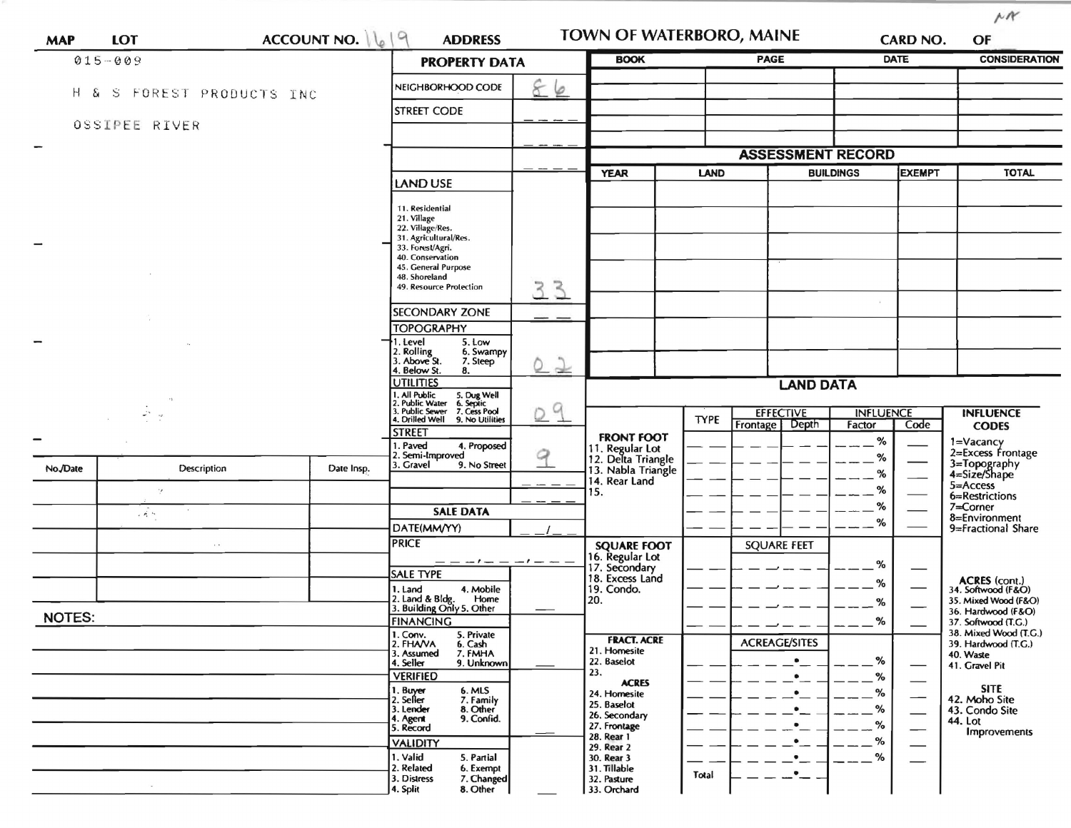NN

| MAP | LOT | ACCOUNT NO. 1619 | ADDRESS | TOWN OF WATERBORO, MAINE | CARD NO. | OF |
|---|---|---|---|---|---|---|

015-009

H & S FOREST PRODUCTS INC

OSSIPEE RIVER

## PROPERTY DATA

| Field | Value |
|---|---|
| NEIGHBORHOOD CODE | 86 |
| STREET CODE | |
| LAND USE (11. Residential, 21. Village, 22. Village/Res., 31. Agricultural/Res., 33. Forest/Agri., 40. Conservation, 45. General Purpose, 48. Shoreland, 49. Resource Protection) | 33 |
| SECONDARY ZONE | |
| TOPOGRAPHY (1. Level, 2. Rolling, 3. Above St., 4. Below St., 5. Low, 6. Swampy, 7. Steep, 8.) | 02 |
| UTILITIES (1. All Public, 2. Public Water, 3. Public Sewer, 4. Drilled Well, 5. Dug Well, 6. Septic, 7. Cess Pool, 9. No Utilities) | 09 |
| STREET (1. Paved, 2. Semi-Improved, 3. Gravel, 4. Proposed, 9. No Street) | 9 |

## SALE DATA

| Field | Value |
|---|---|
| DATE(MM/YY) | |
| PRICE | |
| SALE TYPE (1. Land, 2. Land & Bldg., 3. Building Only, 4. Mobile Home, 5. Other) | |
| FINANCING (1. Conv., 2. FHA/VA, 3. Assumed, 4. Seller, 5. Private, 6. Cash, 7. FMHA, 9. Unknown) | |
| VERIFIED (1. Buyer, 2. Seller, 3. Lender, 4. Agent, 5. Record, 6. MLS, 7. Family, 8. Other, 9. Confid.) | |
| VALIDITY (1. Valid, 2. Related, 3. Distress, 4. Split, 5. Partial, 6. Exempt, 7. Changed, 8. Other) | |

| BOOK | PAGE | DATE | CONSIDERATION |
|---|---|---|---|
| | | | |

## ASSESSMENT RECORD

| YEAR | LAND | BUILDINGS | EXEMPT | TOTAL |
|---|---|---|---|---|
| | | | | |

| No./Date | Description | Date Insp. |
|---|---|---|
| | | |

NOTES:

## LAND DATA

| | TYPE | EFFECTIVE Frontage | EFFECTIVE Depth | INFLUENCE Factor | INFLUENCE Code |
|---|---|---|---|---|---|
| FRONT FOOT: 11. Regular Lot, 12. Delta Triangle, 13. Nabla Triangle, 14. Rear Land, 15. | | | | % | |
| SQUARE FOOT: 16. Regular Lot, 17. Secondary, 18. Excess Land, 19. Condo., 20. | | SQUARE FEET | | % | |
| FRACT. ACRE: 21. Homesite, 22. Baselot, 23. | | ACREAGE/SITES | | % | |
| ACRES: 24. Homesite, 25. Baselot, 26. Secondary, 27. Frontage, 28. Rear 1, 29. Rear 2, 30. Rear 3, 31. Tillable, 32. Pasture, 33. Orchard | Total | | | % | |

**INFLUENCE CODES**
1=Vacancy
2=Excess Frontage
3=Topography
4=Size/Shape
5=Access
6=Restrictions
7=Corner
8=Environment
9=Fractional Share

**ACRES (cont.)**
34. Softwood (F&O)
35. Mixed Wood (F&O)
36. Hardwood (F&O)
37. Softwood (T.G.)
38. Mixed Wood (T.G.)
39. Hardwood (T.G.)
40. Waste
41. Gravel Pit

**SITE**
42. Moho Site
43. Condo Site
44. Lot Improvements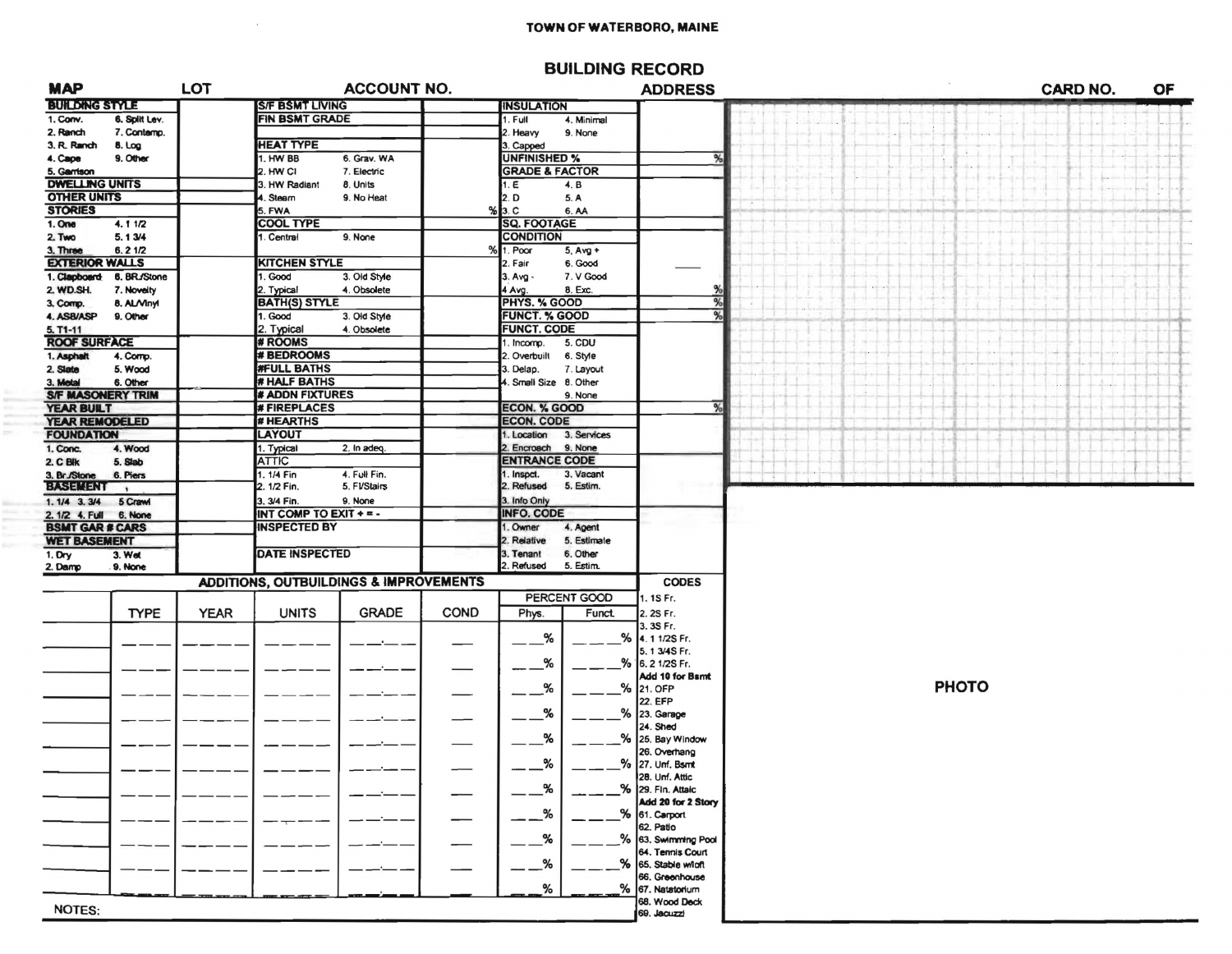**TOWN OF WATERBORO, MAINE**

## BUILDING RECORD

MAP | LOT | ACCOUNT NO. | ADDRESS | CARD NO. OF

| | | | | | |
|---|---|---|---|---|---|
| **BUILDING STYLE**<br>1. Conv. 6. Split Lev.<br>2. Ranch 7. Contemp.<br>3. R. Ranch 8. Log<br>4. Cape 9. Other<br>5. Garrison | | **S/F BSMT LIVING** | | **INSULATION**<br>1. Full 4. Minimal<br>2. Heavy 9. None<br>3. Capped | |
| **DWELLING UNITS** | | **FIN BSMT GRADE** | | **UNFINISHED %** | % |
| **OTHER UNITS** | | **HEAT TYPE**<br>1. HW BB 6. Grav. WA<br>2. HW CI 7. Electric<br>3. HW Radiant 8. Units<br>4. Steam 9. No Heat<br>5. FWA | % | **GRADE & FACTOR**<br>1. E 4. B<br>2. D 5. A<br>3. C 6. AA | |
| **STORIES**<br>1. One 4. 1 1/2<br>2. Two 5. 1 3/4<br>3. Three 6. 2 1/2 | | **COOL TYPE**<br>1. Central 9. None | % | **SQ. FOOTAGE** | |
| **EXTERIOR WALLS**<br>1. Clapboard 6. BR./Stone<br>2. WD.SH. 7. Novelty<br>3. Comp. 8. AL/Vinyl<br>4. ASB/ASP 9. Other<br>5. T1-11 | | **KITCHEN STYLE**<br>1. Good 3. Old Style<br>2. Typical 4. Obsolete | | **CONDITION**<br>1. Poor 5. Avg +<br>2. Fair 6. Good<br>3. Avg - 7. V Good<br>4 Avg. 8. Exc. | % |
| | | **BATH(S) STYLE**<br>1. Good 3. Old Style<br>2. Typical 4. Obsolete | | **PHYS. % GOOD** | % |
| | | | | **FUNCT. % GOOD** | % |
| **ROOF SURFACE**<br>1. Asphalt 4. Comp.<br>2. Slate 5. Wood<br>3. Metal 6. Other | | **# ROOMS** | | **FUNCT. CODE**<br>1. Incomp. 5. CDU<br>2. Overbuilt 6. Style<br>3. Delap. 7. Layout<br>4. Small Size 8. Other<br>9. None | |
| | | **# BEDROOMS** | | | |
| | | **#FULL BATHS** | | | |
| | | **# HALF BATHS** | | | |
| **S/F MASONERY TRIM** | | **# ADDN FIXTURES** | | | |
| **YEAR BUILT** | | **# FIREPLACES** | | **ECON. % GOOD** | % |
| **YEAR REMODELED** | | **# HEARTHS** | | **ECON. CODE**<br>1. Location 3. Services<br>2. Encroach 9. None | |
| **FOUNDATION**<br>1. Conc. 4. Wood<br>2. C Blk 5. Slab<br>3. Br./Stone 6. Piers | | **LAYOUT**<br>1. Typical 2. In adeq. | | | |
| **BASEMENT**<br>1. 1/4 3. 3/4 5 Crawl<br>2. 1/2 4. Full 6. None | | **ATTIC**<br>1. 1/4 Fin 4. Full Fin.<br>2. 1/2 Fin. 5. Fl/Stairs<br>3. 3/4 Fin. 9. None | | **ENTRANCE CODE**<br>1. Inspct. 3. Vacant<br>2. Refused 5. Estim.<br>3. Info Only | |
| **BSMT GAR # CARS** | | **INT COMP TO EXIT + = -** | | **INFO. CODE**<br>1. Owner 4. Agent<br>2. Relative 5. Estimate<br>3. Tenant 6. Other<br>2. Refused 5. Estim. | |
| **WET BASEMENT**<br>1. Dry 3. Wet<br>2. Damp 9. None | | **INSPECTED BY** | | | |
| | | **DATE INSPECTED** | | | |

### ADDITIONS, OUTBUILDINGS & IMPROVEMENTS

| | TYPE | YEAR | UNITS | GRADE | COND | PERCENT GOOD Phys. | Funct. |
|---|---|---|---|---|---|---|---|
| | | | | . | | % | % |
| | | | | . | | % | % |
| | | | | . | | % | % |
| | | | | . | | % | % |
| | | | | . | | % | % |
| | | | | . | | % | % |
| | | | | . | | % | % |
| | | | | . | | % | % |
| | | | | . | | % | % |
| | | | | . | | % | % |
| | | | | . | | % | % |

**CODES**
1. 1S Fr.
2. 2S Fr.
3. 3S Fr.
4. 1 1/2S Fr.
5. 1 3/4S Fr.
6. 2 1/2S Fr.

**Add 10 for Bsmt**

21. OFP
22. EFP
23. Garage
24. Shed
25. Bay Window
26. Overhang
27. Unf. Bsmt
28. Unf. Attic
29. Fin. Attaic

**Add 20 for 2 Story**

61. Carport
62. Patio
63. Swimming Pool
64. Tennis Court
65. Stable w/loft
66. Greenhouse
67. Natatorium
68. Wood Deck
69. Jacuzzi

NOTES:

PHOTO